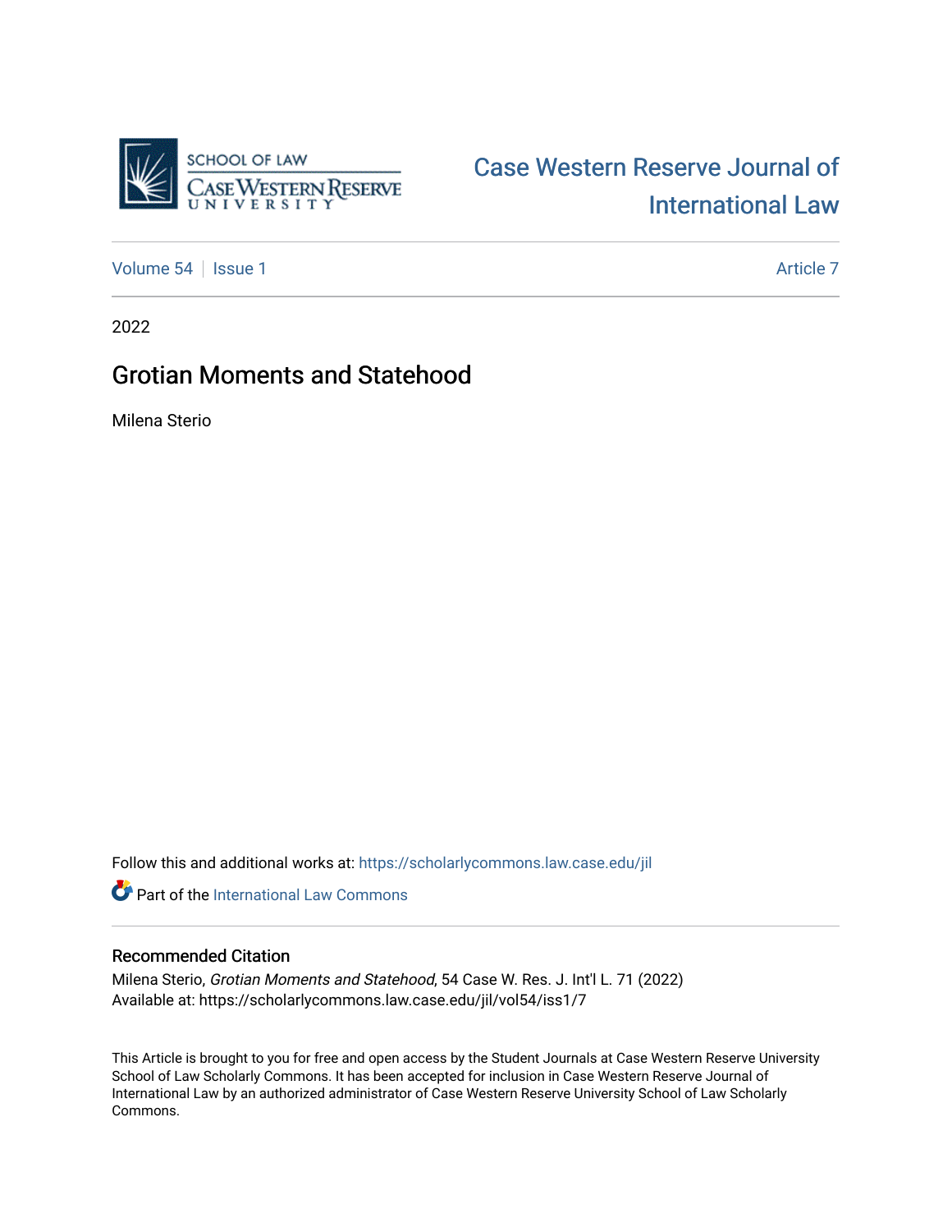SCHOOL OF LAW
CASE WESTERN RESERVE UNIVERSITY

# Case Western Reserve Journal of International Law

Volume 54 | Issue 1 | Article 7

2022

## Grotian Moments and Statehood

Milena Sterio

Follow this and additional works at: https://scholarlycommons.law.case.edu/jil

Part of the International Law Commons

### Recommended Citation

Milena Sterio, *Grotian Moments and Statehood*, 54 Case W. Res. J. Int'l L. 71 (2022)
Available at: https://scholarlycommons.law.case.edu/jil/vol54/iss1/7

This Article is brought to you for free and open access by the Student Journals at Case Western Reserve University School of Law Scholarly Commons. It has been accepted for inclusion in Case Western Reserve Journal of International Law by an authorized administrator of Case Western Reserve University School of Law Scholarly Commons.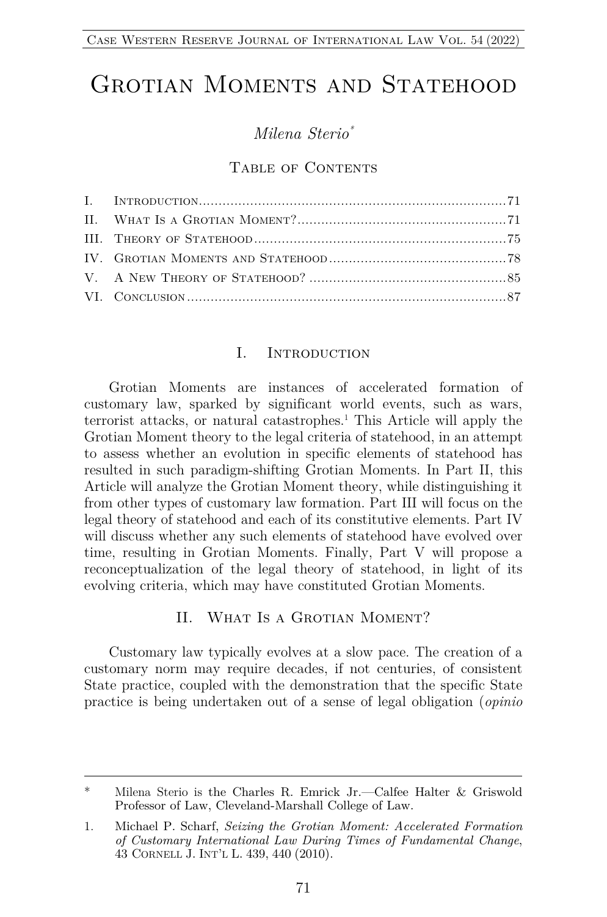# Grotian Moments and Statehood

*Milena Sterio*[*]

Table of Contents

| | | |
|---|---|---|
| I. | Introduction | 71 |
| II. | What Is a Grotian Moment? | 71 |
| III. | Theory of Statehood | 75 |
| IV. | Grotian Moments and Statehood | 78 |
| V. | A New Theory of Statehood? | 85 |
| VI. | Conclusion | 87 |

## I. Introduction

Grotian Moments are instances of accelerated formation of customary law, sparked by significant world events, such as wars, terrorist attacks, or natural catastrophes.[1] This Article will apply the Grotian Moment theory to the legal criteria of statehood, in an attempt to assess whether an evolution in specific elements of statehood has resulted in such paradigm-shifting Grotian Moments. In Part II, this Article will analyze the Grotian Moment theory, while distinguishing it from other types of customary law formation. Part III will focus on the legal theory of statehood and each of its constitutive elements. Part IV will discuss whether any such elements of statehood have evolved over time, resulting in Grotian Moments. Finally, Part V will propose a reconceptualization of the legal theory of statehood, in light of its evolving criteria, which may have constituted Grotian Moments.

## II. What Is a Grotian Moment?

Customary law typically evolves at a slow pace. The creation of a customary norm may require decades, if not centuries, of consistent State practice, coupled with the demonstration that the specific State practice is being undertaken out of a sense of legal obligation (*opinio*

---

[*] Milena Sterio is the Charles R. Emrick Jr.—Calfee Halter & Griswold Professor of Law, Cleveland-Marshall College of Law.

[1] Michael P. Scharf, *Seizing the Grotian Moment: Accelerated Formation of Customary International Law During Times of Fundamental Change*, 43 Cornell J. Int'l L. 439, 440 (2010).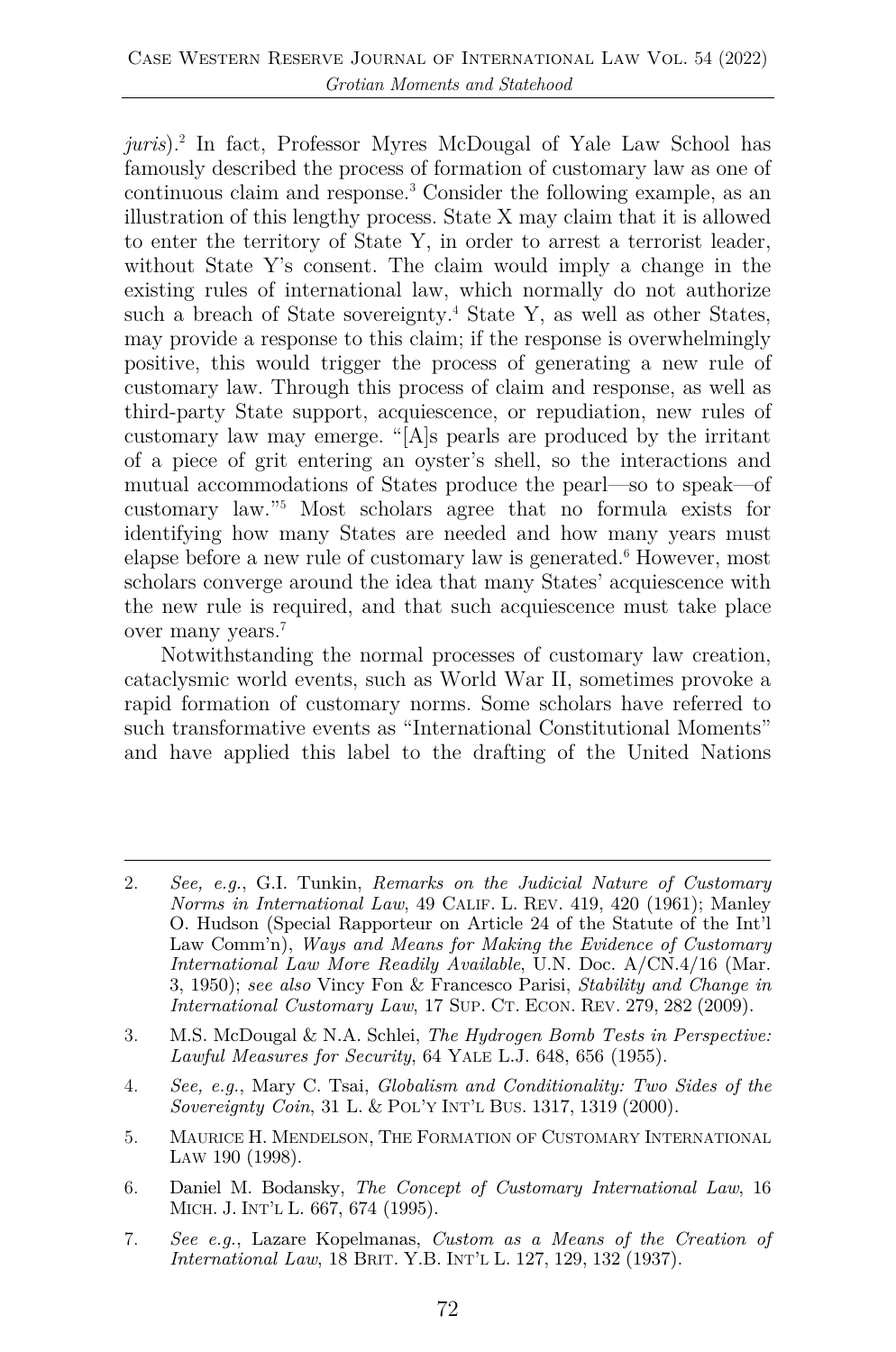*juris*).[2] In fact, Professor Myres McDougal of Yale Law School has famously described the process of formation of customary law as one of continuous claim and response.[3] Consider the following example, as an illustration of this lengthy process. State X may claim that it is allowed to enter the territory of State Y, in order to arrest a terrorist leader, without State Y's consent. The claim would imply a change in the existing rules of international law, which normally do not authorize such a breach of State sovereignty.[4] State Y, as well as other States, may provide a response to this claim; if the response is overwhelmingly positive, this would trigger the process of generating a new rule of customary law. Through this process of claim and response, as well as third-party State support, acquiescence, or repudiation, new rules of customary law may emerge. "[A]s pearls are produced by the irritant of a piece of grit entering an oyster's shell, so the interactions and mutual accommodations of States produce the pearl—so to speak—of customary law."[5] Most scholars agree that no formula exists for identifying how many States are needed and how many years must elapse before a new rule of customary law is generated.[6] However, most scholars converge around the idea that many States' acquiescence with the new rule is required, and that such acquiescence must take place over many years.[7]

Notwithstanding the normal processes of customary law creation, cataclysmic world events, such as World War II, sometimes provoke a rapid formation of customary norms. Some scholars have referred to such transformative events as "International Constitutional Moments" and have applied this label to the drafting of the United Nations

---

2. *See, e.g.*, G.I. Tunkin, *Remarks on the Judicial Nature of Customary Norms in International Law*, 49 CALIF. L. REV. 419, 420 (1961); Manley O. Hudson (Special Rapporteur on Article 24 of the Statute of the Int'l Law Comm'n), *Ways and Means for Making the Evidence of Customary International Law More Readily Available*, U.N. Doc. A/CN.4/16 (Mar. 3, 1950); *see also* Vincy Fon & Francesco Parisi, *Stability and Change in International Customary Law*, 17 SUP. CT. ECON. REV. 279, 282 (2009).

3. M.S. McDougal & N.A. Schlei, *The Hydrogen Bomb Tests in Perspective: Lawful Measures for Security*, 64 YALE L.J. 648, 656 (1955).

4. *See, e.g.*, Mary C. Tsai, *Globalism and Conditionality: Two Sides of the Sovereignty Coin*, 31 L. & POL'Y INT'L BUS. 1317, 1319 (2000).

5. MAURICE H. MENDELSON, THE FORMATION OF CUSTOMARY INTERNATIONAL LAW 190 (1998).

6. Daniel M. Bodansky, *The Concept of Customary International Law*, 16 MICH. J. INT'L L. 667, 674 (1995).

7. *See e.g.*, Lazare Kopelmanas, *Custom as a Means of the Creation of International Law*, 18 BRIT. Y.B. INT'L L. 127, 129, 132 (1937).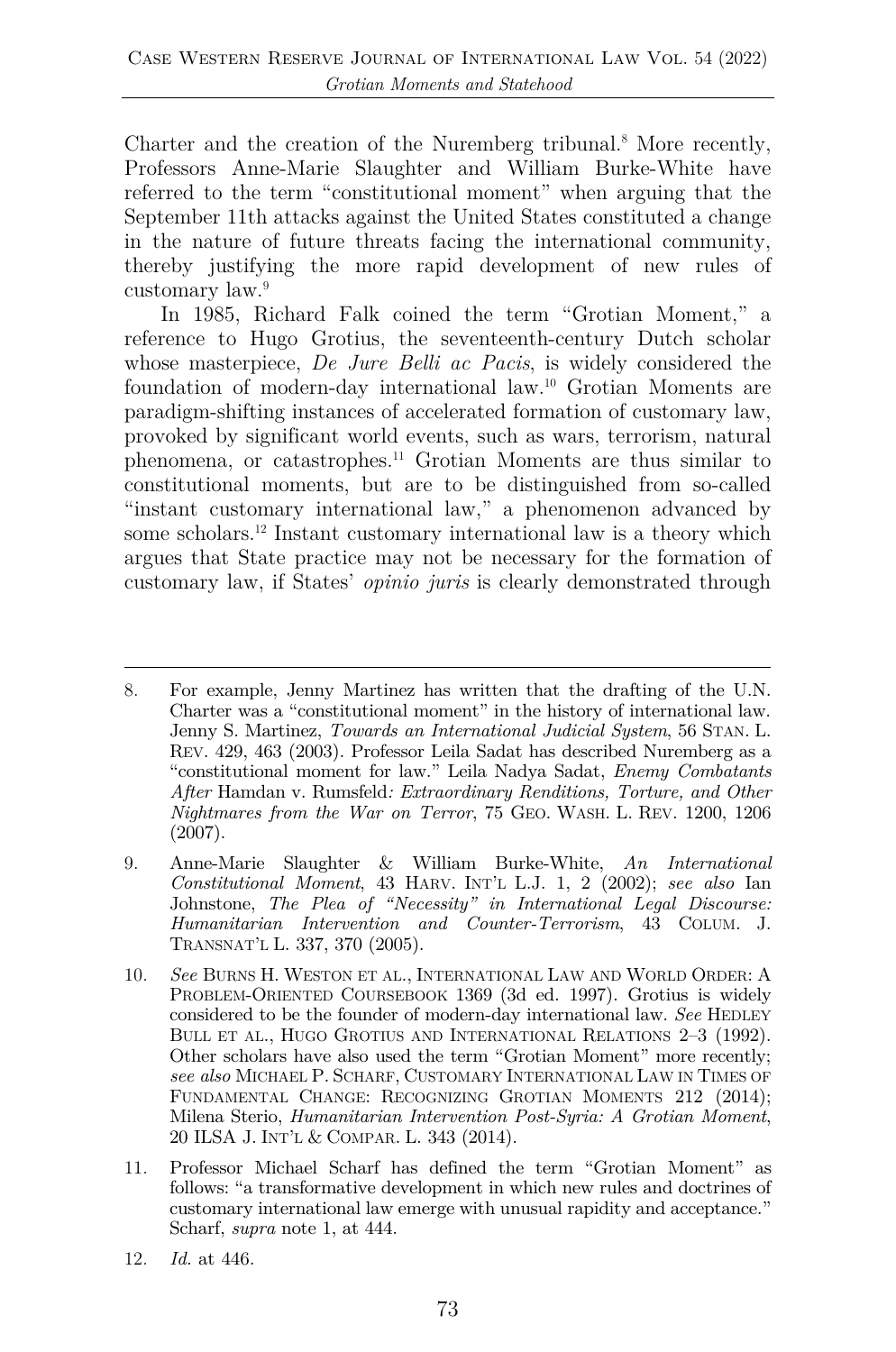Charter and the creation of the Nuremberg tribunal.[8] More recently, Professors Anne-Marie Slaughter and William Burke-White have referred to the term "constitutional moment" when arguing that the September 11th attacks against the United States constituted a change in the nature of future threats facing the international community, thereby justifying the more rapid development of new rules of customary law.[9]

In 1985, Richard Falk coined the term "Grotian Moment," a reference to Hugo Grotius, the seventeenth-century Dutch scholar whose masterpiece, *De Jure Belli ac Pacis*, is widely considered the foundation of modern-day international law.[10] Grotian Moments are paradigm-shifting instances of accelerated formation of customary law, provoked by significant world events, such as wars, terrorism, natural phenomena, or catastrophes.[11] Grotian Moments are thus similar to constitutional moments, but are to be distinguished from so-called "instant customary international law," a phenomenon advanced by some scholars.[12] Instant customary international law is a theory which argues that State practice may not be necessary for the formation of customary law, if States' *opinio juris* is clearly demonstrated through

---

8. For example, Jenny Martinez has written that the drafting of the U.N. Charter was a "constitutional moment" in the history of international law. Jenny S. Martinez, *Towards an International Judicial System*, 56 STAN. L. REV. 429, 463 (2003). Professor Leila Sadat has described Nuremberg as a "constitutional moment for law." Leila Nadya Sadat, *Enemy Combatants After* Hamdan v. Rumsfeld*: Extraordinary Renditions, Torture, and Other Nightmares from the War on Terror*, 75 GEO. WASH. L. REV. 1200, 1206 (2007).

9. Anne-Marie Slaughter & William Burke-White, *An International Constitutional Moment*, 43 HARV. INT'L L.J. 1, 2 (2002); *see also* Ian Johnstone, *The Plea of "Necessity" in International Legal Discourse: Humanitarian Intervention and Counter-Terrorism*, 43 COLUM. J. TRANSNAT'L L. 337, 370 (2005).

10. *See* BURNS H. WESTON ET AL., INTERNATIONAL LAW AND WORLD ORDER: A PROBLEM-ORIENTED COURSEBOOK 1369 (3d ed. 1997). Grotius is widely considered to be the founder of modern-day international law. *See* HEDLEY BULL ET AL., HUGO GROTIUS AND INTERNATIONAL RELATIONS 2–3 (1992). Other scholars have also used the term "Grotian Moment" more recently; *see also* MICHAEL P. SCHARF, CUSTOMARY INTERNATIONAL LAW IN TIMES OF FUNDAMENTAL CHANGE: RECOGNIZING GROTIAN MOMENTS 212 (2014); Milena Sterio, *Humanitarian Intervention Post-Syria: A Grotian Moment*, 20 ILSA J. INT'L & COMPAR. L. 343 (2014).

11. Professor Michael Scharf has defined the term "Grotian Moment" as follows: "a transformative development in which new rules and doctrines of customary international law emerge with unusual rapidity and acceptance." Scharf, *supra* note 1, at 444.

12. *Id.* at 446.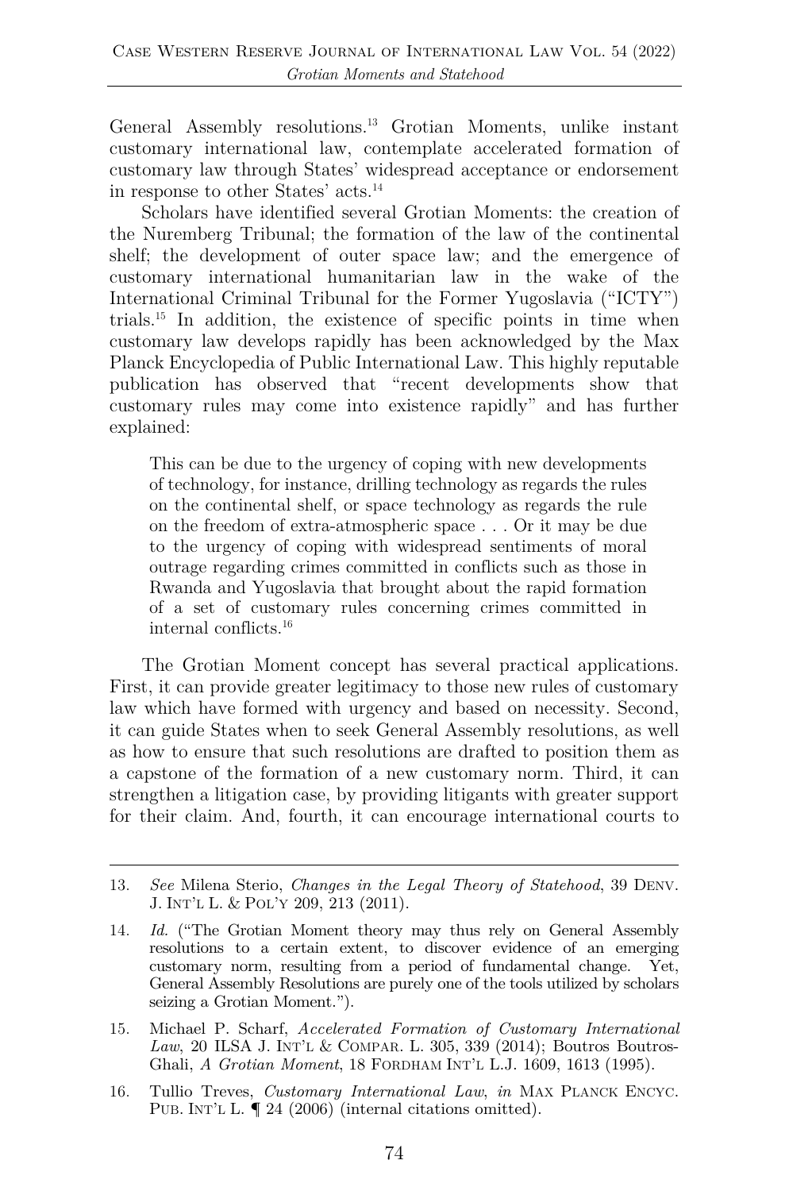General Assembly resolutions.[13] Grotian Moments, unlike instant customary international law, contemplate accelerated formation of customary law through States' widespread acceptance or endorsement in response to other States' acts.[14]

Scholars have identified several Grotian Moments: the creation of the Nuremberg Tribunal; the formation of the law of the continental shelf; the development of outer space law; and the emergence of customary international humanitarian law in the wake of the International Criminal Tribunal for the Former Yugoslavia ("ICTY") trials.[15] In addition, the existence of specific points in time when customary law develops rapidly has been acknowledged by the Max Planck Encyclopedia of Public International Law. This highly reputable publication has observed that "recent developments show that customary rules may come into existence rapidly" and has further explained:

> This can be due to the urgency of coping with new developments of technology, for instance, drilling technology as regards the rules on the continental shelf, or space technology as regards the rule on the freedom of extra-atmospheric space . . . Or it may be due to the urgency of coping with widespread sentiments of moral outrage regarding crimes committed in conflicts such as those in Rwanda and Yugoslavia that brought about the rapid formation of a set of customary rules concerning crimes committed in internal conflicts.[16]

The Grotian Moment concept has several practical applications. First, it can provide greater legitimacy to those new rules of customary law which have formed with urgency and based on necessity. Second, it can guide States when to seek General Assembly resolutions, as well as how to ensure that such resolutions are drafted to position them as a capstone of the formation of a new customary norm. Third, it can strengthen a litigation case, by providing litigants with greater support for their claim. And, fourth, it can encourage international courts to

---

13. *See* Milena Sterio, *Changes in the Legal Theory of Statehood*, 39 DENV. J. INT'L L. & POL'Y 209, 213 (2011).

14. *Id.* ("The Grotian Moment theory may thus rely on General Assembly resolutions to a certain extent, to discover evidence of an emerging customary norm, resulting from a period of fundamental change. Yet, General Assembly Resolutions are purely one of the tools utilized by scholars seizing a Grotian Moment.").

15. Michael P. Scharf, *Accelerated Formation of Customary International Law*, 20 ILSA J. INT'L & COMPAR. L. 305, 339 (2014); Boutros Boutros-Ghali, *A Grotian Moment*, 18 FORDHAM INT'L L.J. 1609, 1613 (1995).

16. Tullio Treves, *Customary International Law*, *in* MAX PLANCK ENCYC. PUB. INT'L L. ¶ 24 (2006) (internal citations omitted).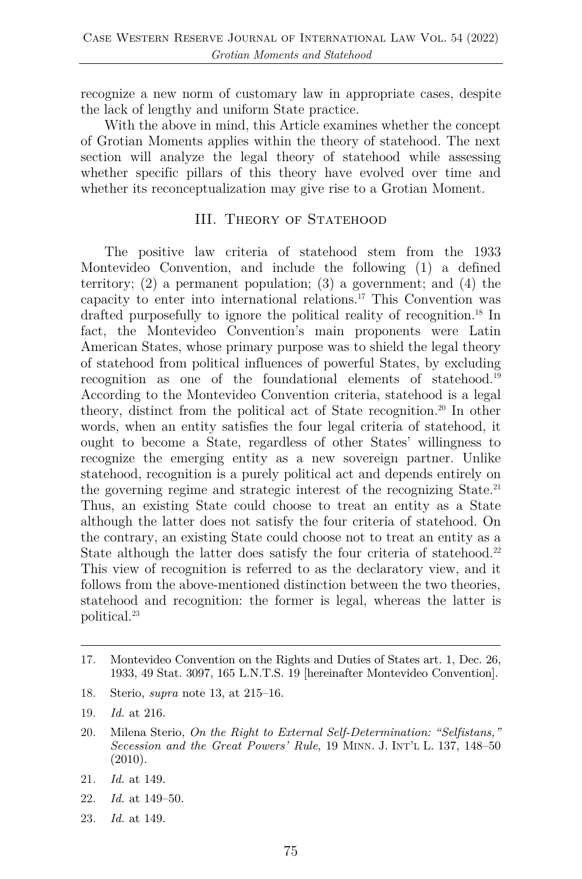recognize a new norm of customary law in appropriate cases, despite the lack of lengthy and uniform State practice.

With the above in mind, this Article examines whether the concept of Grotian Moments applies within the theory of statehood. The next section will analyze the legal theory of statehood while assessing whether specific pillars of this theory have evolved over time and whether its reconceptualization may give rise to a Grotian Moment.

## III. Theory of Statehood

The positive law criteria of statehood stem from the 1933 Montevideo Convention, and include the following (1) a defined territory; (2) a permanent population; (3) a government; and (4) the capacity to enter into international relations.[17] This Convention was drafted purposefully to ignore the political reality of recognition.[18] In fact, the Montevideo Convention's main proponents were Latin American States, whose primary purpose was to shield the legal theory of statehood from political influences of powerful States, by excluding recognition as one of the foundational elements of statehood.[19] According to the Montevideo Convention criteria, statehood is a legal theory, distinct from the political act of State recognition.[20] In other words, when an entity satisfies the four legal criteria of statehood, it ought to become a State, regardless of other States' willingness to recognize the emerging entity as a new sovereign partner. Unlike statehood, recognition is a purely political act and depends entirely on the governing regime and strategic interest of the recognizing State.[21] Thus, an existing State could choose to treat an entity as a State although the latter does not satisfy the four criteria of statehood. On the contrary, an existing State could choose not to treat an entity as a State although the latter does satisfy the four criteria of statehood.[22] This view of recognition is referred to as the declaratory view, and it follows from the above-mentioned distinction between the two theories, statehood and recognition: the former is legal, whereas the latter is political.[23]

---

17. Montevideo Convention on the Rights and Duties of States art. 1, Dec. 26, 1933, 49 Stat. 3097, 165 L.N.T.S. 19 [hereinafter Montevideo Convention].

18. Sterio, *supra* note 13, at 215–16.

19. *Id.* at 216.

20. Milena Sterio, *On the Right to External Self-Determination: "Selfistans," Secession and the Great Powers' Rule*, 19 Minn. J. Int'l L. 137, 148–50 (2010).

21. *Id.* at 149.

22. *Id.* at 149–50.

23. *Id.* at 149.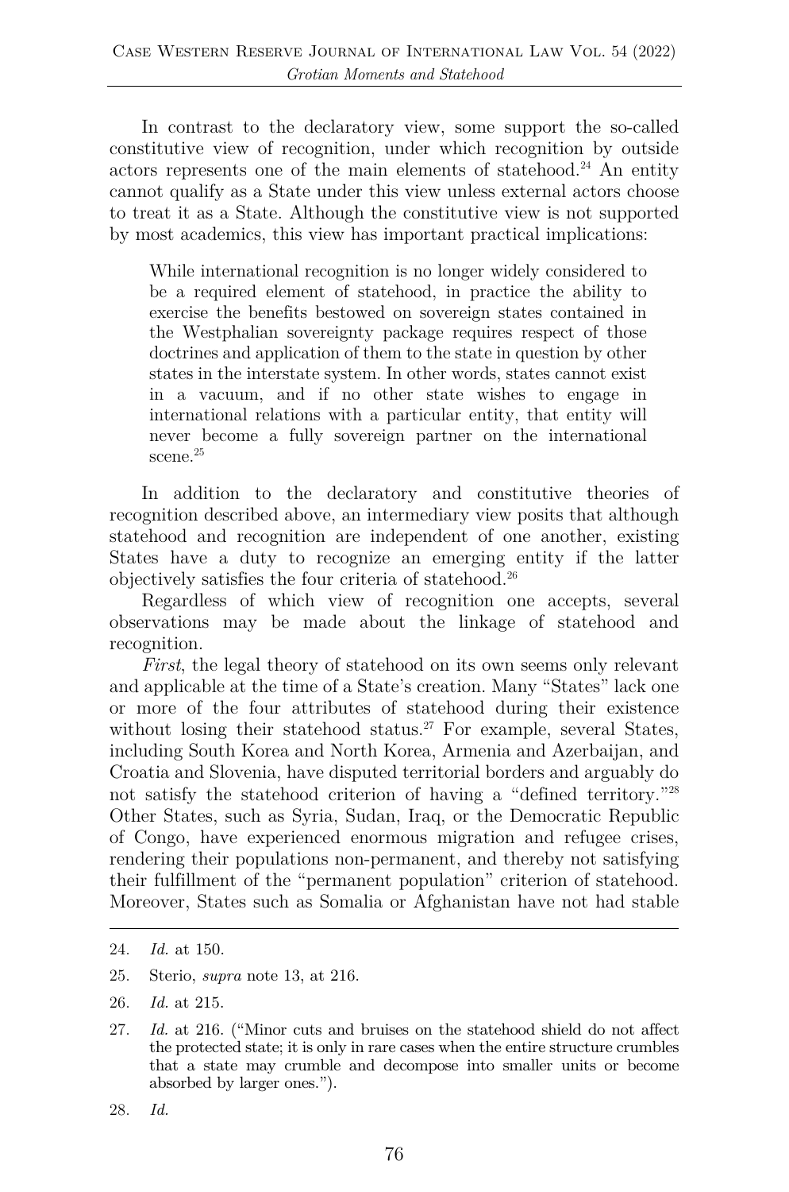In contrast to the declaratory view, some support the so-called constitutive view of recognition, under which recognition by outside actors represents one of the main elements of statehood.[24] An entity cannot qualify as a State under this view unless external actors choose to treat it as a State. Although the constitutive view is not supported by most academics, this view has important practical implications:

> While international recognition is no longer widely considered to be a required element of statehood, in practice the ability to exercise the benefits bestowed on sovereign states contained in the Westphalian sovereignty package requires respect of those doctrines and application of them to the state in question by other states in the interstate system. In other words, states cannot exist in a vacuum, and if no other state wishes to engage in international relations with a particular entity, that entity will never become a fully sovereign partner on the international scene.[25]

In addition to the declaratory and constitutive theories of recognition described above, an intermediary view posits that although statehood and recognition are independent of one another, existing States have a duty to recognize an emerging entity if the latter objectively satisfies the four criteria of statehood.[26]

Regardless of which view of recognition one accepts, several observations may be made about the linkage of statehood and recognition.

*First*, the legal theory of statehood on its own seems only relevant and applicable at the time of a State's creation. Many "States" lack one or more of the four attributes of statehood during their existence without losing their statehood status.[27] For example, several States, including South Korea and North Korea, Armenia and Azerbaijan, and Croatia and Slovenia, have disputed territorial borders and arguably do not satisfy the statehood criterion of having a "defined territory."[28] Other States, such as Syria, Sudan, Iraq, or the Democratic Republic of Congo, have experienced enormous migration and refugee crises, rendering their populations non-permanent, and thereby not satisfying their fulfillment of the "permanent population" criterion of statehood. Moreover, States such as Somalia or Afghanistan have not had stable

---

24. *Id.* at 150.

25. Sterio, *supra* note 13, at 216.

26. *Id.* at 215.

27. *Id.* at 216. ("Minor cuts and bruises on the statehood shield do not affect the protected state; it is only in rare cases when the entire structure crumbles that a state may crumble and decompose into smaller units or become absorbed by larger ones.").

28. *Id.*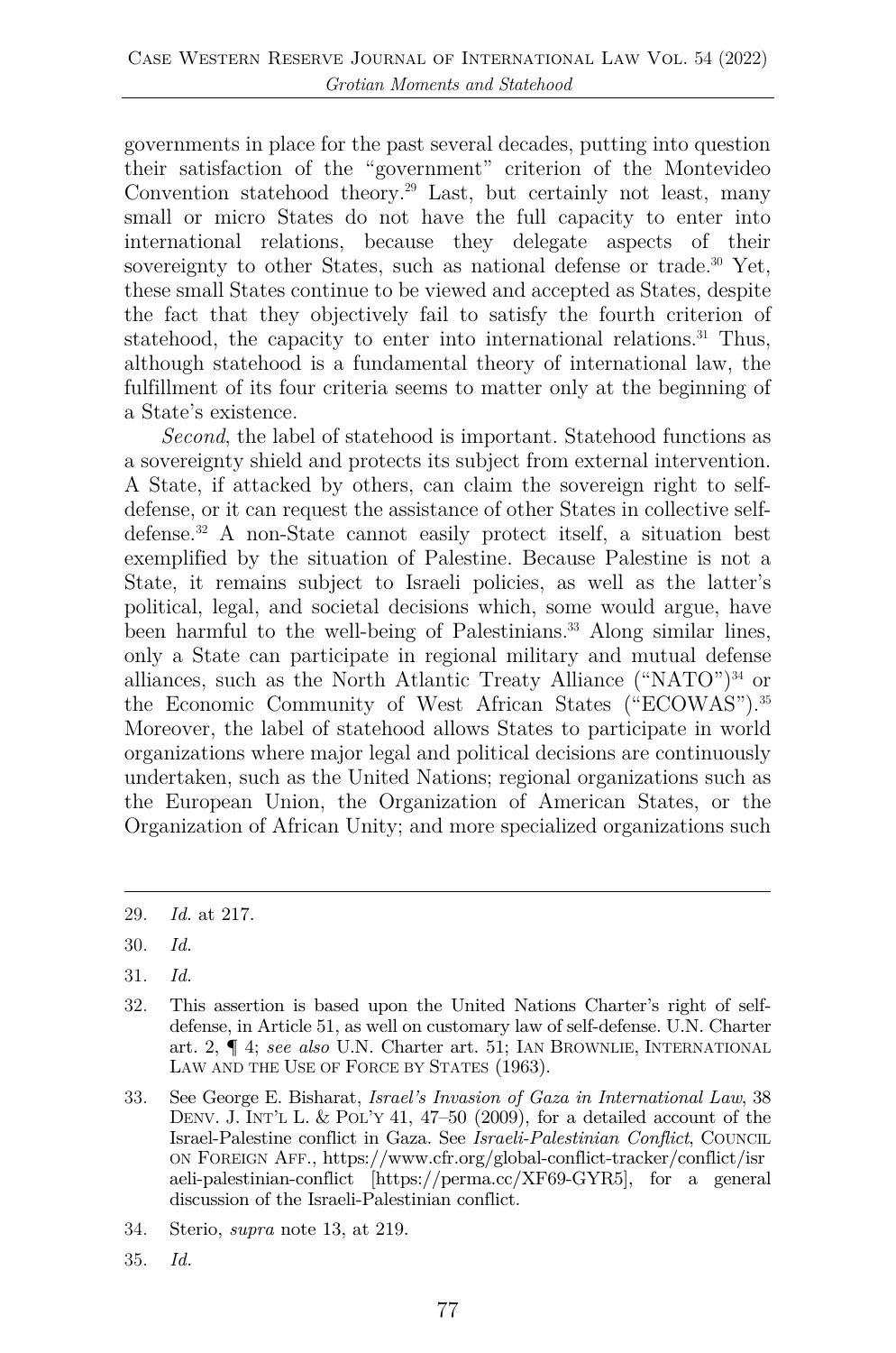governments in place for the past several decades, putting into question their satisfaction of the "government" criterion of the Montevideo Convention statehood theory.[29] Last, but certainly not least, many small or micro States do not have the full capacity to enter into international relations, because they delegate aspects of their sovereignty to other States, such as national defense or trade.[30] Yet, these small States continue to be viewed and accepted as States, despite the fact that they objectively fail to satisfy the fourth criterion of statehood, the capacity to enter into international relations.[31] Thus, although statehood is a fundamental theory of international law, the fulfillment of its four criteria seems to matter only at the beginning of a State's existence.

*Second*, the label of statehood is important. Statehood functions as a sovereignty shield and protects its subject from external intervention. A State, if attacked by others, can claim the sovereign right to self-defense, or it can request the assistance of other States in collective self-defense.[32] A non-State cannot easily protect itself, a situation best exemplified by the situation of Palestine. Because Palestine is not a State, it remains subject to Israeli policies, as well as the latter's political, legal, and societal decisions which, some would argue, have been harmful to the well-being of Palestinians.[33] Along similar lines, only a State can participate in regional military and mutual defense alliances, such as the North Atlantic Treaty Alliance ("NATO")[34] or the Economic Community of West African States ("ECOWAS").[35] Moreover, the label of statehood allows States to participate in world organizations where major legal and political decisions are continuously undertaken, such as the United Nations; regional organizations such as the European Union, the Organization of American States, or the Organization of African Unity; and more specialized organizations such

---

29. *Id.* at 217.

30. *Id.*

31. *Id.*

32. This assertion is based upon the United Nations Charter's right of self-defense, in Article 51, as well on customary law of self-defense. U.N. Charter art. 2, ¶ 4; *see also* U.N. Charter art. 51; IAN BROWNLIE, INTERNATIONAL LAW AND THE USE OF FORCE BY STATES (1963).

33. See George E. Bisharat, *Israel's Invasion of Gaza in International Law*, 38 DENV. J. INT'L L. & POL'Y 41, 47–50 (2009), for a detailed account of the Israel-Palestine conflict in Gaza. See *Israeli-Palestinian Conflict*, COUNCIL ON FOREIGN AFF., https://www.cfr.org/global-conflict-tracker/conflict/israeli-palestinian-conflict [https://perma.cc/XF69-GYR5], for a general discussion of the Israeli-Palestinian conflict.

34. Sterio, *supra* note 13, at 219.

35. *Id.*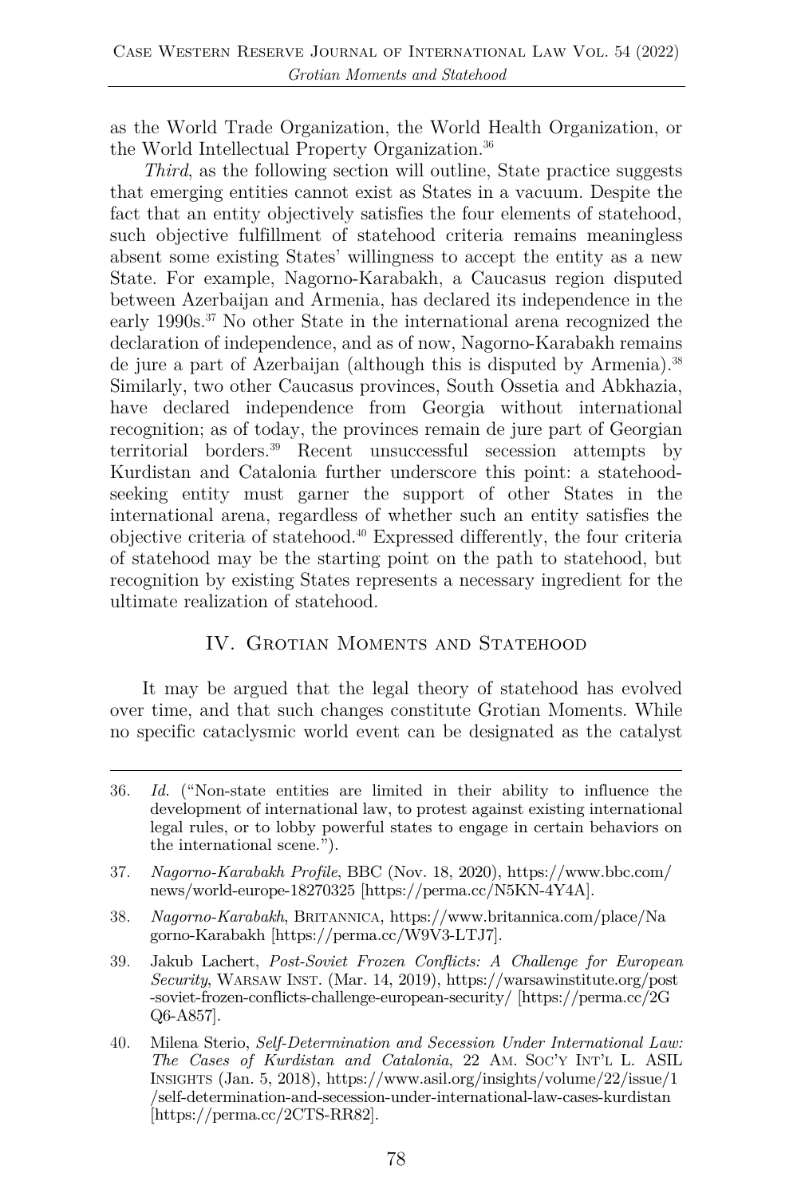as the World Trade Organization, the World Health Organization, or the World Intellectual Property Organization.[36]

*Third*, as the following section will outline, State practice suggests that emerging entities cannot exist as States in a vacuum. Despite the fact that an entity objectively satisfies the four elements of statehood, such objective fulfillment of statehood criteria remains meaningless absent some existing States' willingness to accept the entity as a new State. For example, Nagorno-Karabakh, a Caucasus region disputed between Azerbaijan and Armenia, has declared its independence in the early 1990s.[37] No other State in the international arena recognized the declaration of independence, and as of now, Nagorno-Karabakh remains de jure a part of Azerbaijan (although this is disputed by Armenia).[38] Similarly, two other Caucasus provinces, South Ossetia and Abkhazia, have declared independence from Georgia without international recognition; as of today, the provinces remain de jure part of Georgian territorial borders.[39] Recent unsuccessful secession attempts by Kurdistan and Catalonia further underscore this point: a statehood-seeking entity must garner the support of other States in the international arena, regardless of whether such an entity satisfies the objective criteria of statehood.[40] Expressed differently, the four criteria of statehood may be the starting point on the path to statehood, but recognition by existing States represents a necessary ingredient for the ultimate realization of statehood.

## IV. Grotian Moments and Statehood

It may be argued that the legal theory of statehood has evolved over time, and that such changes constitute Grotian Moments. While no specific cataclysmic world event can be designated as the catalyst

---

36. *Id.* ("Non-state entities are limited in their ability to influence the development of international law, to protest against existing international legal rules, or to lobby powerful states to engage in certain behaviors on the international scene.").

37. *Nagorno-Karabakh Profile*, BBC (Nov. 18, 2020), https://www.bbc.com/news/world-europe-18270325 [https://perma.cc/N5KN-4Y4A].

38. *Nagorno-Karabakh*, Britannica, https://www.britannica.com/place/Nagorno-Karabakh [https://perma.cc/W9V3-LTJ7].

39. Jakub Lachert, *Post-Soviet Frozen Conflicts: A Challenge for European Security*, Warsaw Inst. (Mar. 14, 2019), https://warsawinstitute.org/post-soviet-frozen-conflicts-challenge-european-security/ [https://perma.cc/2GQ6-A857].

40. Milena Sterio, *Self-Determination and Secession Under International Law: The Cases of Kurdistan and Catalonia*, 22 Am. Soc'y Int'l L. ASIL Insights (Jan. 5, 2018), https://www.asil.org/insights/volume/22/issue/1/self-determination-and-secession-under-international-law-cases-kurdistan [https://perma.cc/2CTS-RR82].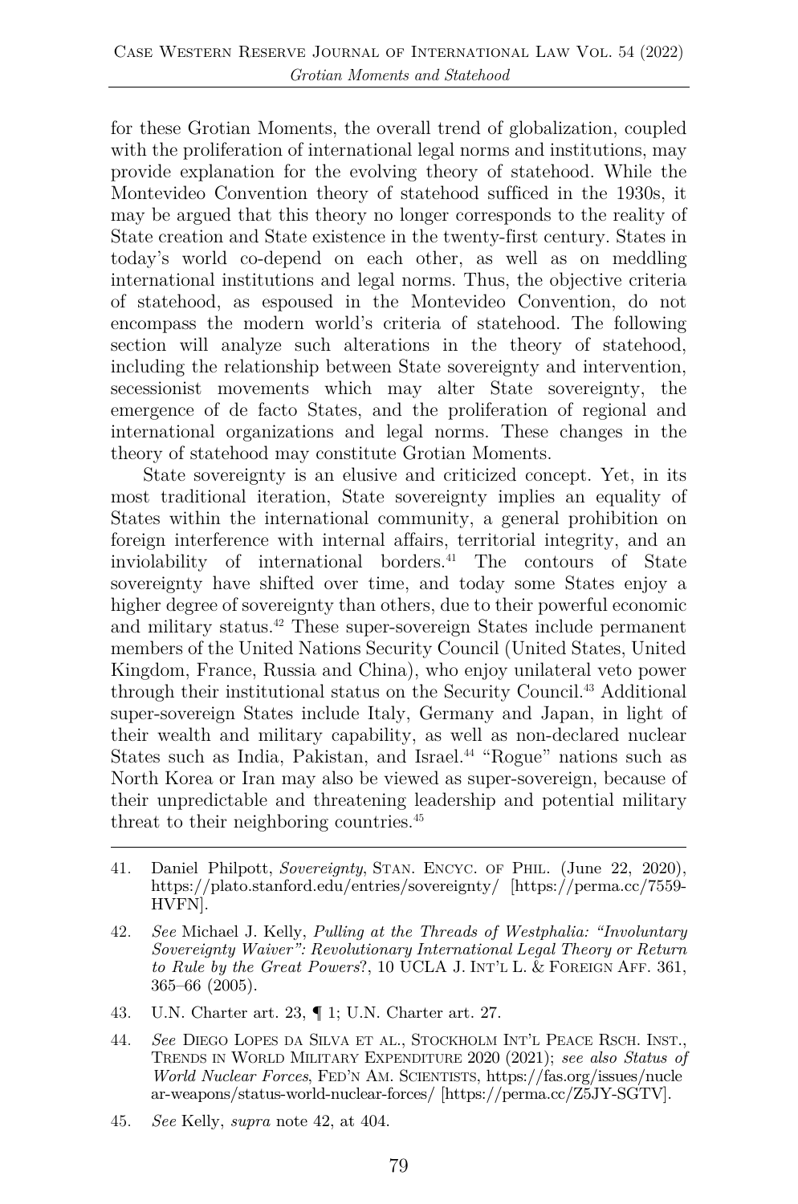for these Grotian Moments, the overall trend of globalization, coupled with the proliferation of international legal norms and institutions, may provide explanation for the evolving theory of statehood. While the Montevideo Convention theory of statehood sufficed in the 1930s, it may be argued that this theory no longer corresponds to the reality of State creation and State existence in the twenty-first century. States in today's world co-depend on each other, as well as on meddling international institutions and legal norms. Thus, the objective criteria of statehood, as espoused in the Montevideo Convention, do not encompass the modern world's criteria of statehood. The following section will analyze such alterations in the theory of statehood, including the relationship between State sovereignty and intervention, secessionist movements which may alter State sovereignty, the emergence of de facto States, and the proliferation of regional and international organizations and legal norms. These changes in the theory of statehood may constitute Grotian Moments.

State sovereignty is an elusive and criticized concept. Yet, in its most traditional iteration, State sovereignty implies an equality of States within the international community, a general prohibition on foreign interference with internal affairs, territorial integrity, and an inviolability of international borders.[41] The contours of State sovereignty have shifted over time, and today some States enjoy a higher degree of sovereignty than others, due to their powerful economic and military status.[42] These super-sovereign States include permanent members of the United Nations Security Council (United States, United Kingdom, France, Russia and China), who enjoy unilateral veto power through their institutional status on the Security Council.[43] Additional super-sovereign States include Italy, Germany and Japan, in light of their wealth and military capability, as well as non-declared nuclear States such as India, Pakistan, and Israel.[44] "Rogue" nations such as North Korea or Iran may also be viewed as super-sovereign, because of their unpredictable and threatening leadership and potential military threat to their neighboring countries.[45]

---

41. Daniel Philpott, *Sovereignty*, STAN. ENCYC. OF PHIL. (June 22, 2020), https://plato.stanford.edu/entries/sovereignty/ [https://perma.cc/7559-HVFN].

42. *See* Michael J. Kelly, *Pulling at the Threads of Westphalia: "Involuntary Sovereignty Waiver": Revolutionary International Legal Theory or Return to Rule by the Great Powers*?, 10 UCLA J. INT'L L. & FOREIGN AFF. 361, 365–66 (2005).

43. U.N. Charter art. 23, ¶ 1; U.N. Charter art. 27.

44. *See* DIEGO LOPES DA SILVA ET AL., STOCKHOLM INT'L PEACE RSCH. INST., TRENDS IN WORLD MILITARY EXPENDITURE 2020 (2021); *see also Status of World Nuclear Forces*, FED'N AM. SCIENTISTS, https://fas.org/issues/nuclear-weapons/status-world-nuclear-forces/ [https://perma.cc/Z5JY-SGTV].

45. *See* Kelly, *supra* note 42, at 404.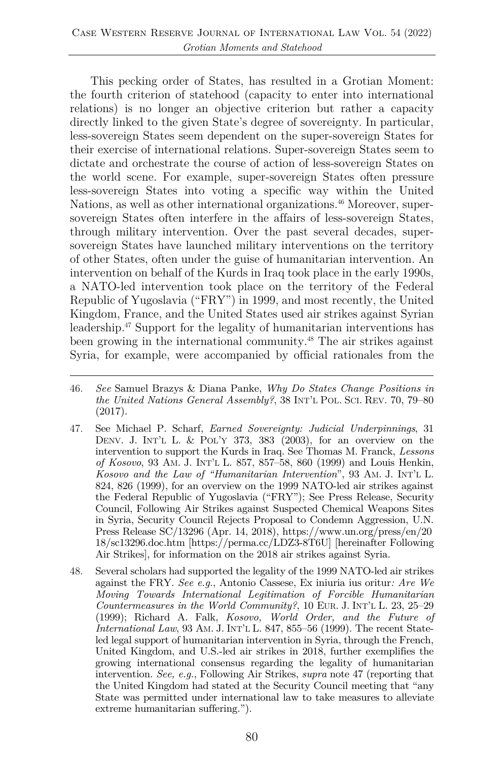This pecking order of States, has resulted in a Grotian Moment: the fourth criterion of statehood (capacity to enter into international relations) is no longer an objective criterion but rather a capacity directly linked to the given State's degree of sovereignty. In particular, less-sovereign States seem dependent on the super-sovereign States for their exercise of international relations. Super-sovereign States seem to dictate and orchestrate the course of action of less-sovereign States on the world scene. For example, super-sovereign States often pressure less-sovereign States into voting a specific way within the United Nations, as well as other international organizations.[46] Moreover, super-sovereign States often interfere in the affairs of less-sovereign States, through military intervention. Over the past several decades, super-sovereign States have launched military interventions on the territory of other States, often under the guise of humanitarian intervention. An intervention on behalf of the Kurds in Iraq took place in the early 1990s, a NATO-led intervention took place on the territory of the Federal Republic of Yugoslavia ("FRY") in 1999, and most recently, the United Kingdom, France, and the United States used air strikes against Syrian leadership.[47] Support for the legality of humanitarian interventions has been growing in the international community.[48] The air strikes against Syria, for example, were accompanied by official rationales from the

---

46. *See* Samuel Brazys & Diana Panke, *Why Do States Change Positions in the United Nations General Assembly?*, 38 INT'L POL. SCI. REV. 70, 79–80 (2017).

47. See Michael P. Scharf, *Earned Sovereignty: Judicial Underpinnings*, 31 DENV. J. INT'L L. & POL'Y 373, 383 (2003), for an overview on the intervention to support the Kurds in Iraq. See Thomas M. Franck, *Lessons of Kosovo*, 93 AM. J. INT'L L. 857, 857–58, 860 (1999) and Louis Henkin, *Kosovo and the Law of "Humanitarian Intervention"*, 93 AM. J. INT'L L. 824, 826 (1999), for an overview on the 1999 NATO-led air strikes against the Federal Republic of Yugoslavia ("FRY"); See Press Release, Security Council, Following Air Strikes against Suspected Chemical Weapons Sites in Syria, Security Council Rejects Proposal to Condemn Aggression, U.N. Press Release SC/13296 (Apr. 14, 2018), https://www.un.org/press/en/2018/sc13296.doc.htm [https://perma.cc/LDZ3-8T6U] [hereinafter Following Air Strikes], for information on the 2018 air strikes against Syria.

48. Several scholars had supported the legality of the 1999 NATO-led air strikes against the FRY. *See e.g.*, Antonio Cassese, Ex iniuria ius oritur*: Are We Moving Towards International Legitimation of Forcible Humanitarian Countermeasures in the World Community?*, 10 EUR. J. INT'L L. 23, 25–29 (1999); Richard A. Falk, *Kosovo, World Order, and the Future of International Law*, 93 AM. J. INT'L L. 847, 855–56 (1999). The recent State-led legal support of humanitarian intervention in Syria, through the French, United Kingdom, and U.S.-led air strikes in 2018, further exemplifies the growing international consensus regarding the legality of humanitarian intervention. *See, e.g.*, Following Air Strikes, *supra* note 47 (reporting that the United Kingdom had stated at the Security Council meeting that "any State was permitted under international law to take measures to alleviate extreme humanitarian suffering.").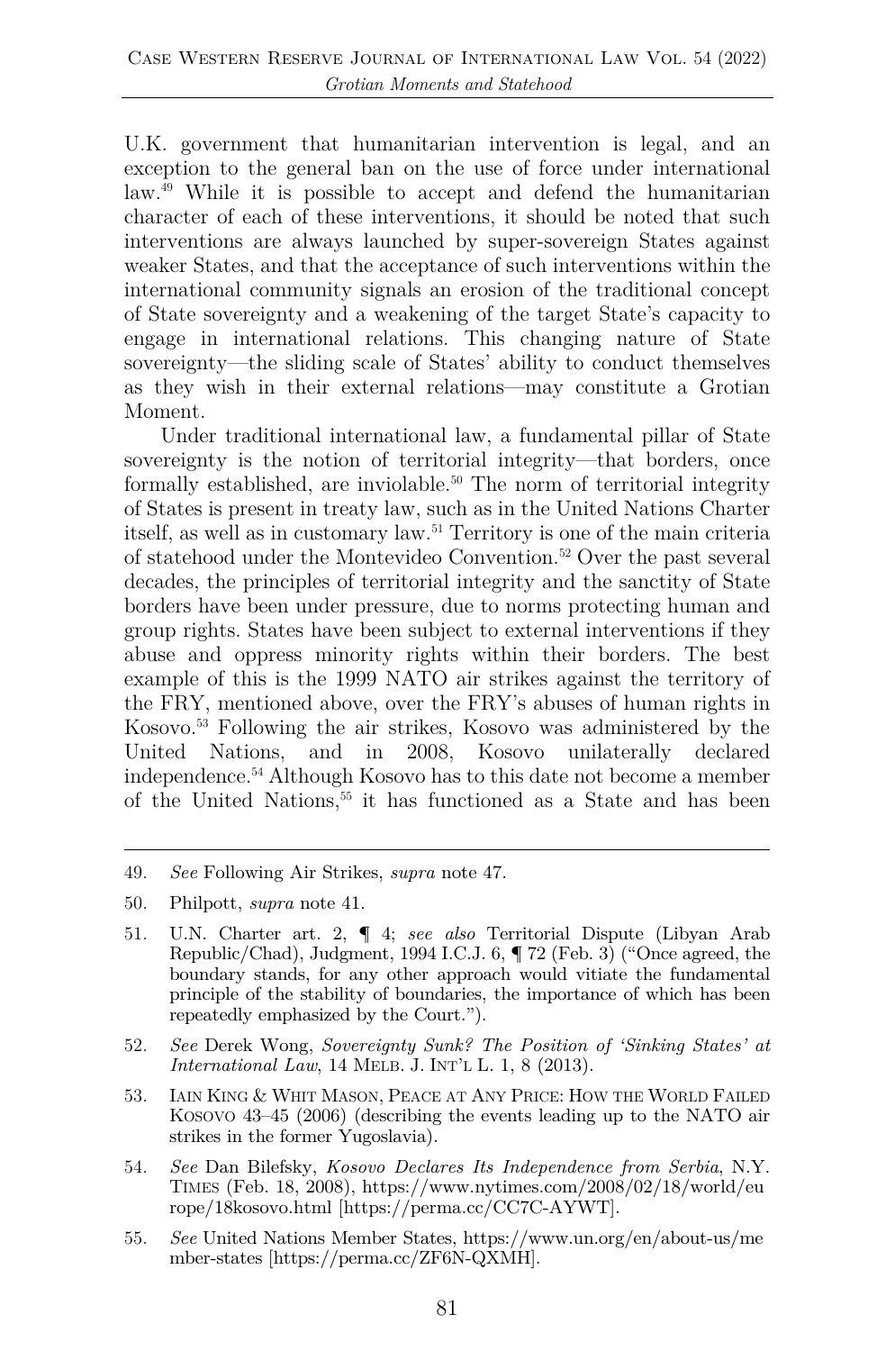U.K. government that humanitarian intervention is legal, and an exception to the general ban on the use of force under international law.[49] While it is possible to accept and defend the humanitarian character of each of these interventions, it should be noted that such interventions are always launched by super-sovereign States against weaker States, and that the acceptance of such interventions within the international community signals an erosion of the traditional concept of State sovereignty and a weakening of the target State's capacity to engage in international relations. This changing nature of State sovereignty—the sliding scale of States' ability to conduct themselves as they wish in their external relations—may constitute a Grotian Moment.

Under traditional international law, a fundamental pillar of State sovereignty is the notion of territorial integrity—that borders, once formally established, are inviolable.[50] The norm of territorial integrity of States is present in treaty law, such as in the United Nations Charter itself, as well as in customary law.[51] Territory is one of the main criteria of statehood under the Montevideo Convention.[52] Over the past several decades, the principles of territorial integrity and the sanctity of State borders have been under pressure, due to norms protecting human and group rights. States have been subject to external interventions if they abuse and oppress minority rights within their borders. The best example of this is the 1999 NATO air strikes against the territory of the FRY, mentioned above, over the FRY's abuses of human rights in Kosovo.[53] Following the air strikes, Kosovo was administered by the United Nations, and in 2008, Kosovo unilaterally declared independence.[54] Although Kosovo has to this date not become a member of the United Nations,[55] it has functioned as a State and has been

---

49. *See* Following Air Strikes, *supra* note 47.

50. Philpott, *supra* note 41.

51. U.N. Charter art. 2, ¶ 4; *see also* Territorial Dispute (Libyan Arab Republic/Chad), Judgment, 1994 I.C.J. 6, ¶ 72 (Feb. 3) ("Once agreed, the boundary stands, for any other approach would vitiate the fundamental principle of the stability of boundaries, the importance of which has been repeatedly emphasized by the Court.").

52. *See* Derek Wong, *Sovereignty Sunk? The Position of 'Sinking States' at International Law*, 14 MELB. J. INT'L L. 1, 8 (2013).

53. IAIN KING & WHIT MASON, PEACE AT ANY PRICE: HOW THE WORLD FAILED KOSOVO 43–45 (2006) (describing the events leading up to the NATO air strikes in the former Yugoslavia).

54. *See* Dan Bilefsky, *Kosovo Declares Its Independence from Serbia*, N.Y. TIMES (Feb. 18, 2008), https://www.nytimes.com/2008/02/18/world/europe/18kosovo.html [https://perma.cc/CC7C-AYWT].

55. *See* United Nations Member States, https://www.un.org/en/about-us/member-states [https://perma.cc/ZF6N-QXMH].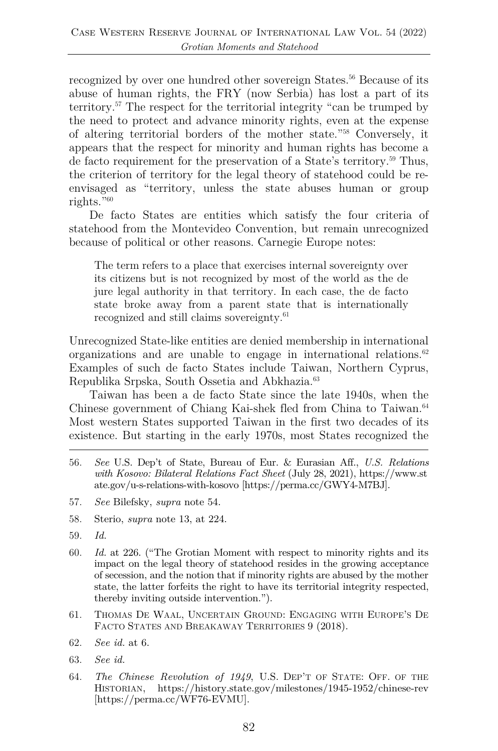recognized by over one hundred other sovereign States.[56] Because of its abuse of human rights, the FRY (now Serbia) has lost a part of its territory.[57] The respect for the territorial integrity "can be trumped by the need to protect and advance minority rights, even at the expense of altering territorial borders of the mother state."[58] Conversely, it appears that the respect for minority and human rights has become a de facto requirement for the preservation of a State's territory.[59] Thus, the criterion of territory for the legal theory of statehood could be re-envisaged as "territory, unless the state abuses human or group rights."[60]

De facto States are entities which satisfy the four criteria of statehood from the Montevideo Convention, but remain unrecognized because of political or other reasons. Carnegie Europe notes:

> The term refers to a place that exercises internal sovereignty over its citizens but is not recognized by most of the world as the de jure legal authority in that territory. In each case, the de facto state broke away from a parent state that is internationally recognized and still claims sovereignty.[61]

Unrecognized State-like entities are denied membership in international organizations and are unable to engage in international relations.[62] Examples of such de facto States include Taiwan, Northern Cyprus, Republika Srpska, South Ossetia and Abkhazia.[63]

Taiwan has been a de facto State since the late 1940s, when the Chinese government of Chiang Kai-shek fled from China to Taiwan.[64] Most western States supported Taiwan in the first two decades of its existence. But starting in the early 1970s, most States recognized the

---

56. *See* U.S. Dep't of State, Bureau of Eur. & Eurasian Aff., *U.S. Relations with Kosovo: Bilateral Relations Fact Sheet* (July 28, 2021), https://www.state.gov/u-s-relations-with-kosovo [https://perma.cc/GWY4-M7BJ].

57. *See* Bilefsky, *supra* note 54.

58. Sterio, *supra* note 13, at 224.

59. *Id.*

60. *Id.* at 226. ("The Grotian Moment with respect to minority rights and its impact on the legal theory of statehood resides in the growing acceptance of secession, and the notion that if minority rights are abused by the mother state, the latter forfeits the right to have its territorial integrity respected, thereby inviting outside intervention.").

61. Thomas De Waal, Uncertain Ground: Engaging with Europe's De Facto States and Breakaway Territories 9 (2018).

62. *See id.* at 6.

63. *See id.*

64. *The Chinese Revolution of 1949*, U.S. Dep't of State: Off. of the Historian, https://history.state.gov/milestones/1945-1952/chinese-rev [https://perma.cc/WF76-EVMU].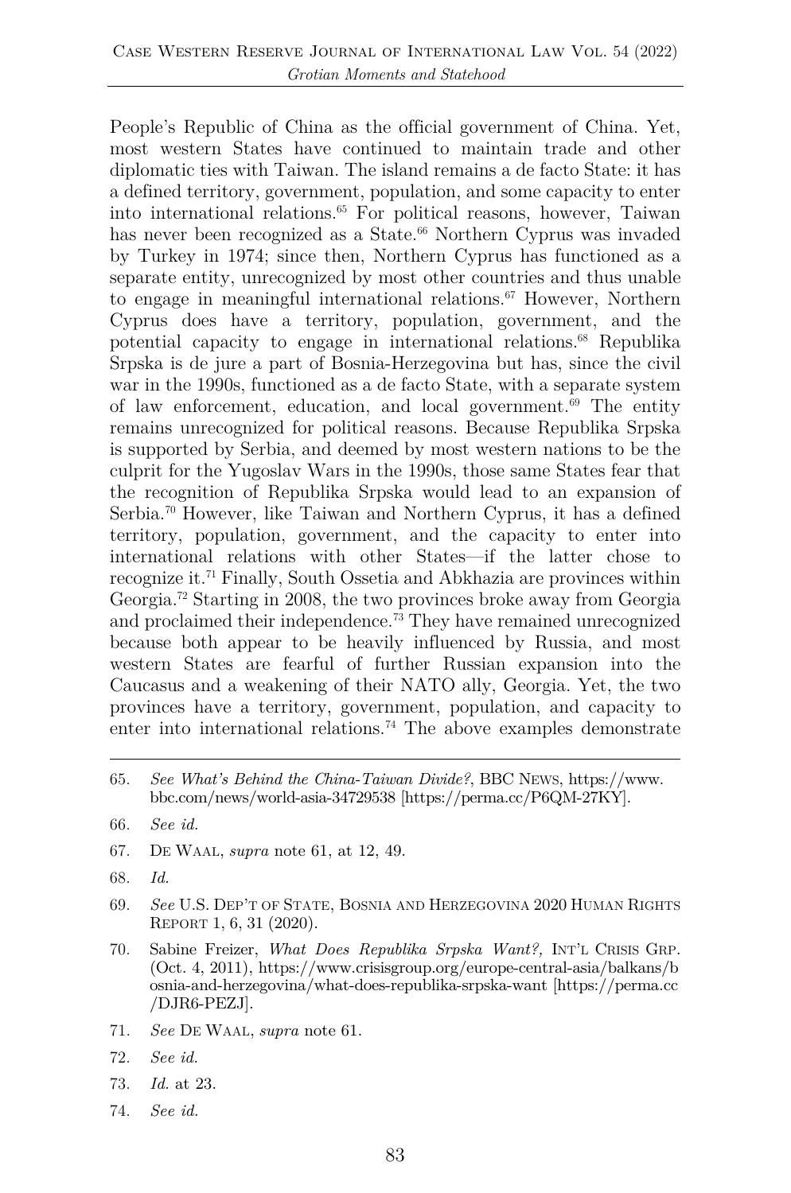People's Republic of China as the official government of China. Yet, most western States have continued to maintain trade and other diplomatic ties with Taiwan. The island remains a de facto State: it has a defined territory, government, population, and some capacity to enter into international relations.[65] For political reasons, however, Taiwan has never been recognized as a State.[66] Northern Cyprus was invaded by Turkey in 1974; since then, Northern Cyprus has functioned as a separate entity, unrecognized by most other countries and thus unable to engage in meaningful international relations.[67] However, Northern Cyprus does have a territory, population, government, and the potential capacity to engage in international relations.[68] Republika Srpska is de jure a part of Bosnia-Herzegovina but has, since the civil war in the 1990s, functioned as a de facto State, with a separate system of law enforcement, education, and local government.[69] The entity remains unrecognized for political reasons. Because Republika Srpska is supported by Serbia, and deemed by most western nations to be the culprit for the Yugoslav Wars in the 1990s, those same States fear that the recognition of Republika Srpska would lead to an expansion of Serbia.[70] However, like Taiwan and Northern Cyprus, it has a defined territory, population, government, and the capacity to enter into international relations with other States—if the latter chose to recognize it.[71] Finally, South Ossetia and Abkhazia are provinces within Georgia.[72] Starting in 2008, the two provinces broke away from Georgia and proclaimed their independence.[73] They have remained unrecognized because both appear to be heavily influenced by Russia, and most western States are fearful of further Russian expansion into the Caucasus and a weakening of their NATO ally, Georgia. Yet, the two provinces have a territory, government, population, and capacity to enter into international relations.[74] The above examples demonstrate

---

65. *See What's Behind the China-Taiwan Divide?*, BBC NEWS, https://www.bbc.com/news/world-asia-34729538 [https://perma.cc/P6QM-27KY].

66. *See id.*

67. DE WAAL, *supra* note 61, at 12, 49.

68. *Id.*

69. *See* U.S. DEP'T OF STATE, BOSNIA AND HERZEGOVINA 2020 HUMAN RIGHTS REPORT 1, 6, 31 (2020).

70. Sabine Freizer, *What Does Republika Srpska Want?,* INT'L CRISIS GRP. (Oct. 4, 2011), https://www.crisisgroup.org/europe-central-asia/balkans/bosnia-and-herzegovina/what-does-republika-srpska-want [https://perma.cc/DJR6-PEZJ].

71. *See* DE WAAL, *supra* note 61.

72. *See id.*

73. *Id.* at 23.

74. *See id.*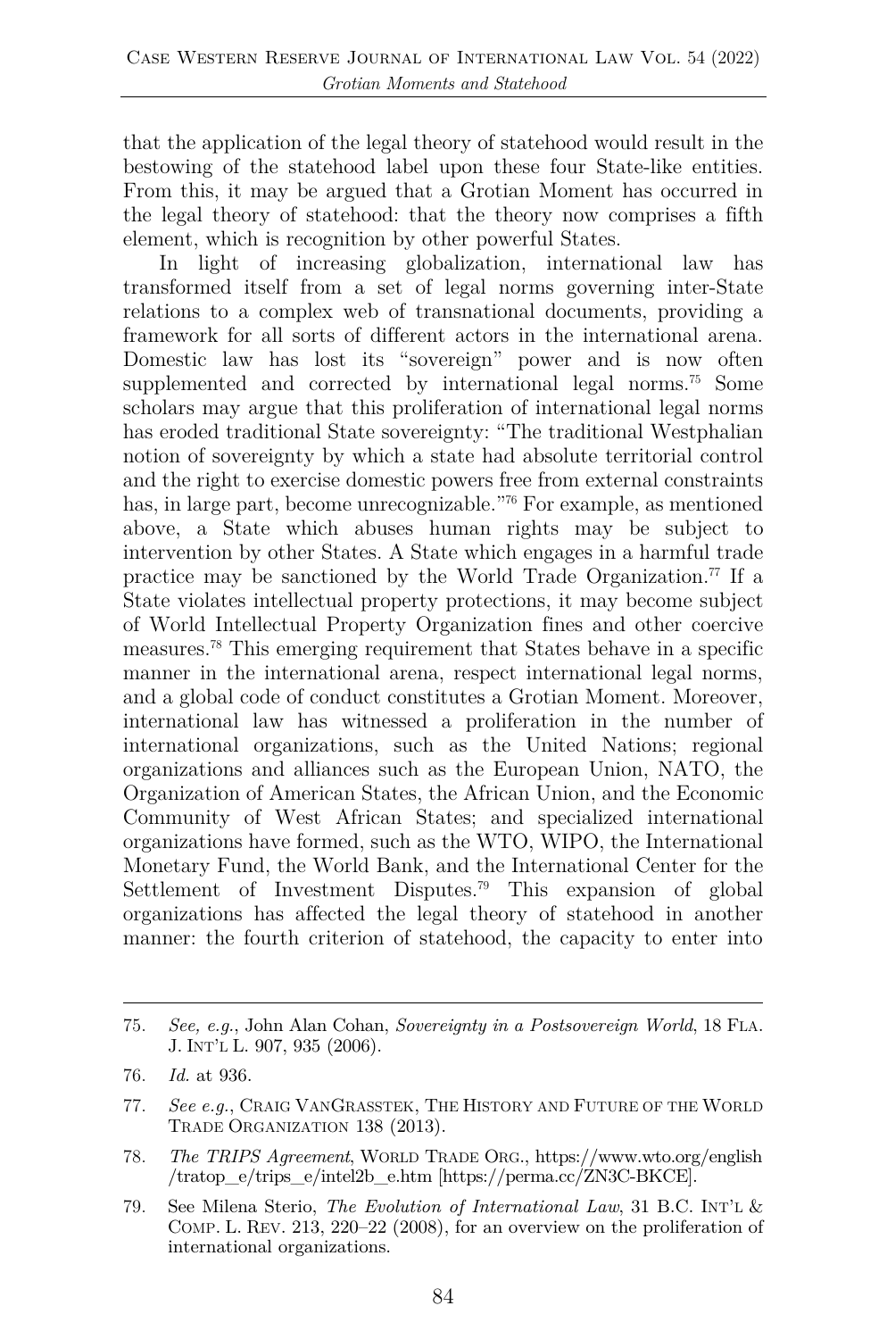that the application of the legal theory of statehood would result in the bestowing of the statehood label upon these four State-like entities. From this, it may be argued that a Grotian Moment has occurred in the legal theory of statehood: that the theory now comprises a fifth element, which is recognition by other powerful States.

In light of increasing globalization, international law has transformed itself from a set of legal norms governing inter-State relations to a complex web of transnational documents, providing a framework for all sorts of different actors in the international arena. Domestic law has lost its "sovereign" power and is now often supplemented and corrected by international legal norms.[75] Some scholars may argue that this proliferation of international legal norms has eroded traditional State sovereignty: "The traditional Westphalian notion of sovereignty by which a state had absolute territorial control and the right to exercise domestic powers free from external constraints has, in large part, become unrecognizable."[76] For example, as mentioned above, a State which abuses human rights may be subject to intervention by other States. A State which engages in a harmful trade practice may be sanctioned by the World Trade Organization.[77] If a State violates intellectual property protections, it may become subject of World Intellectual Property Organization fines and other coercive measures.[78] This emerging requirement that States behave in a specific manner in the international arena, respect international legal norms, and a global code of conduct constitutes a Grotian Moment. Moreover, international law has witnessed a proliferation in the number of international organizations, such as the United Nations; regional organizations and alliances such as the European Union, NATO, the Organization of American States, the African Union, and the Economic Community of West African States; and specialized international organizations have formed, such as the WTO, WIPO, the International Monetary Fund, the World Bank, and the International Center for the Settlement of Investment Disputes.[79] This expansion of global organizations has affected the legal theory of statehood in another manner: the fourth criterion of statehood, the capacity to enter into

---

75. *See, e.g.*, John Alan Cohan, *Sovereignty in a Postsovereign World*, 18 FLA. J. INT'L L. 907, 935 (2006).

76. *Id.* at 936.

77. *See e.g.*, CRAIG VANGRASSTEK, THE HISTORY AND FUTURE OF THE WORLD TRADE ORGANIZATION 138 (2013).

78. *The TRIPS Agreement*, WORLD TRADE ORG., https://www.wto.org/english/tratop_e/trips_e/intel2b_e.htm [https://perma.cc/ZN3C-BKCE].

79. See Milena Sterio, *The Evolution of International Law*, 31 B.C. INT'L & COMP. L. REV. 213, 220–22 (2008), for an overview on the proliferation of international organizations.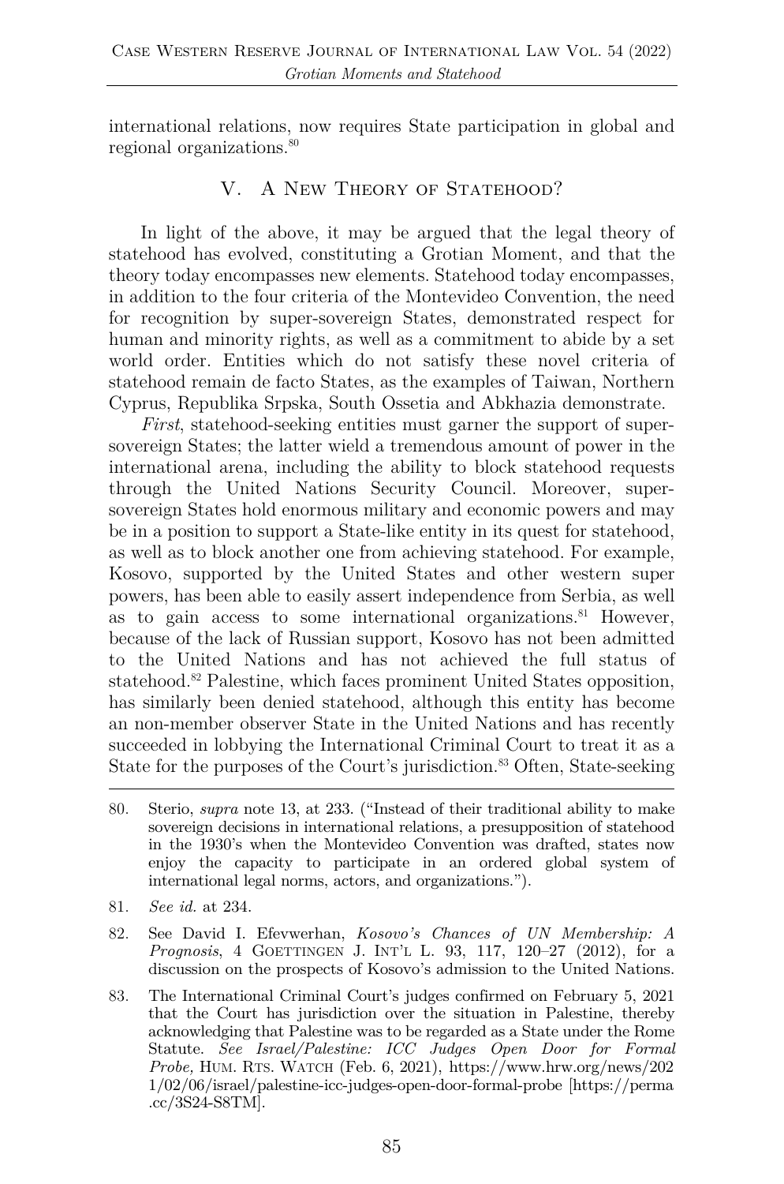international relations, now requires State participation in global and regional organizations.[80]

## V. A New Theory of Statehood?

In light of the above, it may be argued that the legal theory of statehood has evolved, constituting a Grotian Moment, and that the theory today encompasses new elements. Statehood today encompasses, in addition to the four criteria of the Montevideo Convention, the need for recognition by super-sovereign States, demonstrated respect for human and minority rights, as well as a commitment to abide by a set world order. Entities which do not satisfy these novel criteria of statehood remain de facto States, as the examples of Taiwan, Northern Cyprus, Republika Srpska, South Ossetia and Abkhazia demonstrate.

*First*, statehood-seeking entities must garner the support of super-sovereign States; the latter wield a tremendous amount of power in the international arena, including the ability to block statehood requests through the United Nations Security Council. Moreover, super-sovereign States hold enormous military and economic powers and may be in a position to support a State-like entity in its quest for statehood, as well as to block another one from achieving statehood. For example, Kosovo, supported by the United States and other western super powers, has been able to easily assert independence from Serbia, as well as to gain access to some international organizations.[81] However, because of the lack of Russian support, Kosovo has not been admitted to the United Nations and has not achieved the full status of statehood.[82] Palestine, which faces prominent United States opposition, has similarly been denied statehood, although this entity has become an non-member observer State in the United Nations and has recently succeeded in lobbying the International Criminal Court to treat it as a State for the purposes of the Court's jurisdiction.[83] Often, State-seeking

---

80. Sterio, *supra* note 13, at 233. ("Instead of their traditional ability to make sovereign decisions in international relations, a presupposition of statehood in the 1930's when the Montevideo Convention was drafted, states now enjoy the capacity to participate in an ordered global system of international legal norms, actors, and organizations.").

81. *See id.* at 234.

82. See David I. Efevwerhan, *Kosovo's Chances of UN Membership: A Prognosis*, 4 Goettingen J. Int'l L. 93, 117, 120–27 (2012), for a discussion on the prospects of Kosovo's admission to the United Nations.

83. The International Criminal Court's judges confirmed on February 5, 2021 that the Court has jurisdiction over the situation in Palestine, thereby acknowledging that Palestine was to be regarded as a State under the Rome Statute. *See Israel/Palestine: ICC Judges Open Door for Formal Probe,* Hum. Rts. Watch (Feb. 6, 2021), https://www.hrw.org/news/2021/02/06/israel/palestine-icc-judges-open-door-formal-probe [https://perma.cc/3S24-S8TM].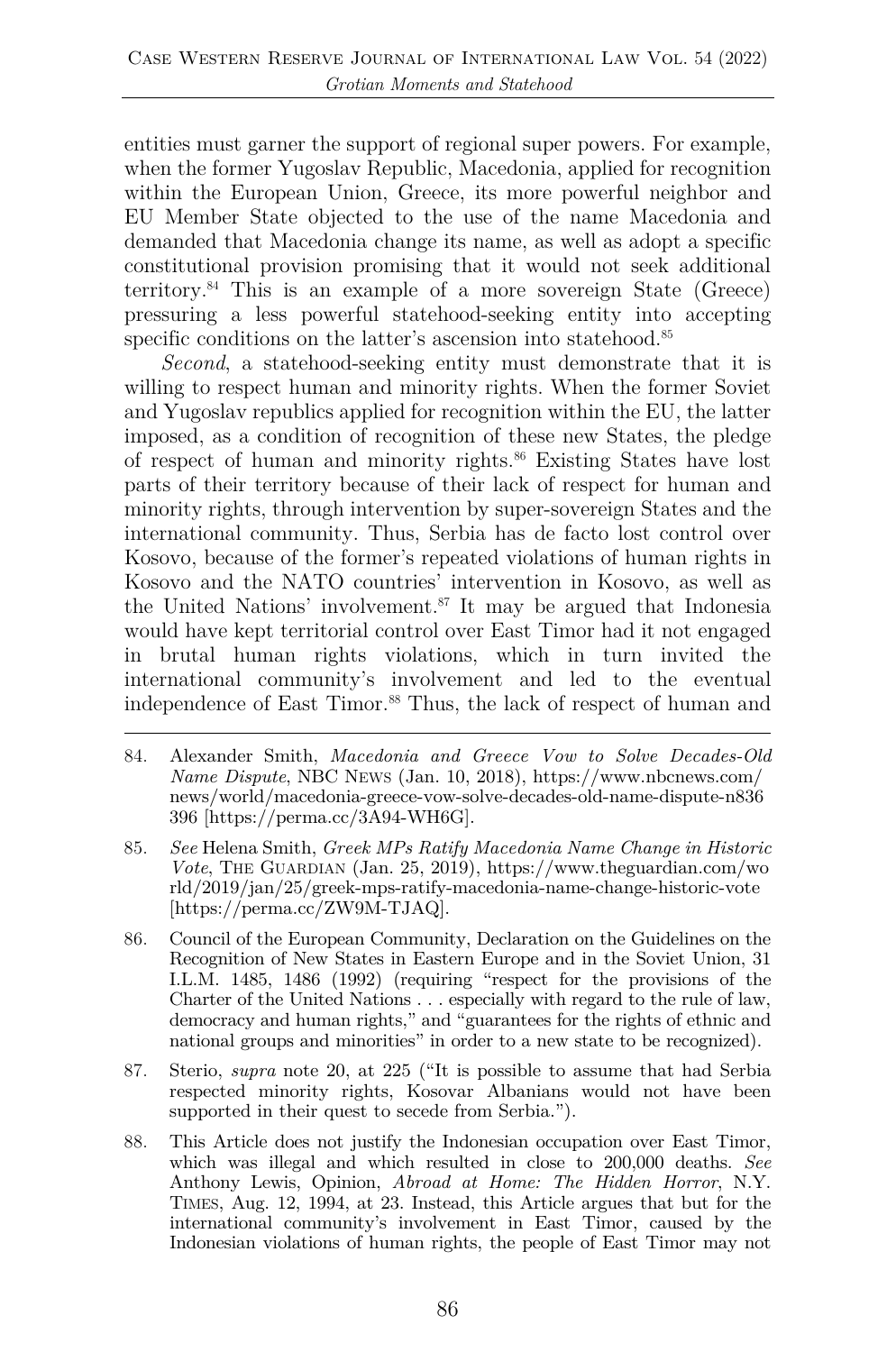entities must garner the support of regional super powers. For example, when the former Yugoslav Republic, Macedonia, applied for recognition within the European Union, Greece, its more powerful neighbor and EU Member State objected to the use of the name Macedonia and demanded that Macedonia change its name, as well as adopt a specific constitutional provision promising that it would not seek additional territory.[84] This is an example of a more sovereign State (Greece) pressuring a less powerful statehood-seeking entity into accepting specific conditions on the latter's ascension into statehood.[85]

*Second*, a statehood-seeking entity must demonstrate that it is willing to respect human and minority rights. When the former Soviet and Yugoslav republics applied for recognition within the EU, the latter imposed, as a condition of recognition of these new States, the pledge of respect of human and minority rights.[86] Existing States have lost parts of their territory because of their lack of respect for human and minority rights, through intervention by super-sovereign States and the international community. Thus, Serbia has de facto lost control over Kosovo, because of the former's repeated violations of human rights in Kosovo and the NATO countries' intervention in Kosovo, as well as the United Nations' involvement.[87] It may be argued that Indonesia would have kept territorial control over East Timor had it not engaged in brutal human rights violations, which in turn invited the international community's involvement and led to the eventual independence of East Timor.[88] Thus, the lack of respect of human and

---

84. Alexander Smith, *Macedonia and Greece Vow to Solve Decades-Old Name Dispute*, NBC NEWS (Jan. 10, 2018), https://www.nbcnews.com/news/world/macedonia-greece-vow-solve-decades-old-name-dispute-n836396 [https://perma.cc/3A94-WH6G].

85. *See* Helena Smith, *Greek MPs Ratify Macedonia Name Change in Historic Vote*, THE GUARDIAN (Jan. 25, 2019), https://www.theguardian.com/world/2019/jan/25/greek-mps-ratify-macedonia-name-change-historic-vote [https://perma.cc/ZW9M-TJAQ].

86. Council of the European Community, Declaration on the Guidelines on the Recognition of New States in Eastern Europe and in the Soviet Union, 31 I.L.M. 1485, 1486 (1992) (requiring "respect for the provisions of the Charter of the United Nations . . . especially with regard to the rule of law, democracy and human rights," and "guarantees for the rights of ethnic and national groups and minorities" in order to a new state to be recognized).

87. Sterio, *supra* note 20, at 225 ("It is possible to assume that had Serbia respected minority rights, Kosovar Albanians would not have been supported in their quest to secede from Serbia.").

88. This Article does not justify the Indonesian occupation over East Timor, which was illegal and which resulted in close to 200,000 deaths. *See* Anthony Lewis, Opinion, *Abroad at Home: The Hidden Horror*, N.Y. TIMES, Aug. 12, 1994, at 23. Instead, this Article argues that but for the international community's involvement in East Timor, caused by the Indonesian violations of human rights, the people of East Timor may not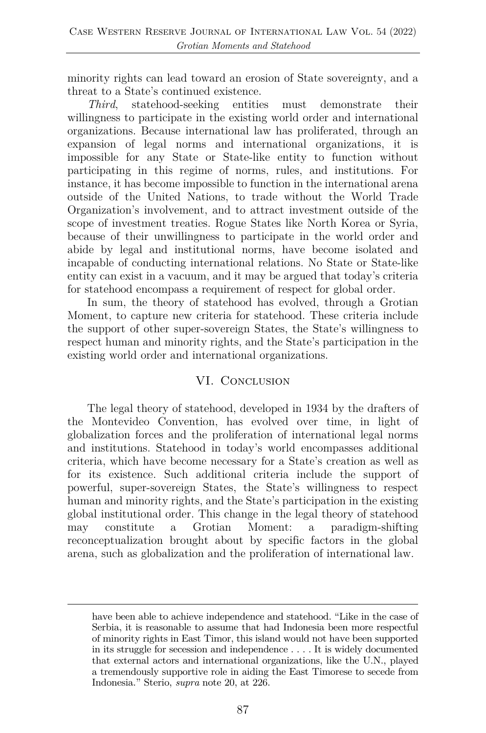minority rights can lead toward an erosion of State sovereignty, and a threat to a State's continued existence.

*Third*, statehood-seeking entities must demonstrate their willingness to participate in the existing world order and international organizations. Because international law has proliferated, through an expansion of legal norms and international organizations, it is impossible for any State or State-like entity to function without participating in this regime of norms, rules, and institutions. For instance, it has become impossible to function in the international arena outside of the United Nations, to trade without the World Trade Organization's involvement, and to attract investment outside of the scope of investment treaties. Rogue States like North Korea or Syria, because of their unwillingness to participate in the world order and abide by legal and institutional norms, have become isolated and incapable of conducting international relations. No State or State-like entity can exist in a vacuum, and it may be argued that today's criteria for statehood encompass a requirement of respect for global order.

In sum, the theory of statehood has evolved, through a Grotian Moment, to capture new criteria for statehood. These criteria include the support of other super-sovereign States, the State's willingness to respect human and minority rights, and the State's participation in the existing world order and international organizations.

## VI. Conclusion

The legal theory of statehood, developed in 1934 by the drafters of the Montevideo Convention, has evolved over time, in light of globalization forces and the proliferation of international legal norms and institutions. Statehood in today's world encompasses additional criteria, which have become necessary for a State's creation as well as for its existence. Such additional criteria include the support of powerful, super-sovereign States, the State's willingness to respect human and minority rights, and the State's participation in the existing global institutional order. This change in the legal theory of statehood may constitute a Grotian Moment: a paradigm-shifting reconceptualization brought about by specific factors in the global arena, such as globalization and the proliferation of international law.

---

have been able to achieve independence and statehood. "Like in the case of Serbia, it is reasonable to assume that had Indonesia been more respectful of minority rights in East Timor, this island would not have been supported in its struggle for secession and independence . . . . It is widely documented that external actors and international organizations, like the U.N., played a tremendously supportive role in aiding the East Timorese to secede from Indonesia." Sterio, *supra* note 20, at 226.